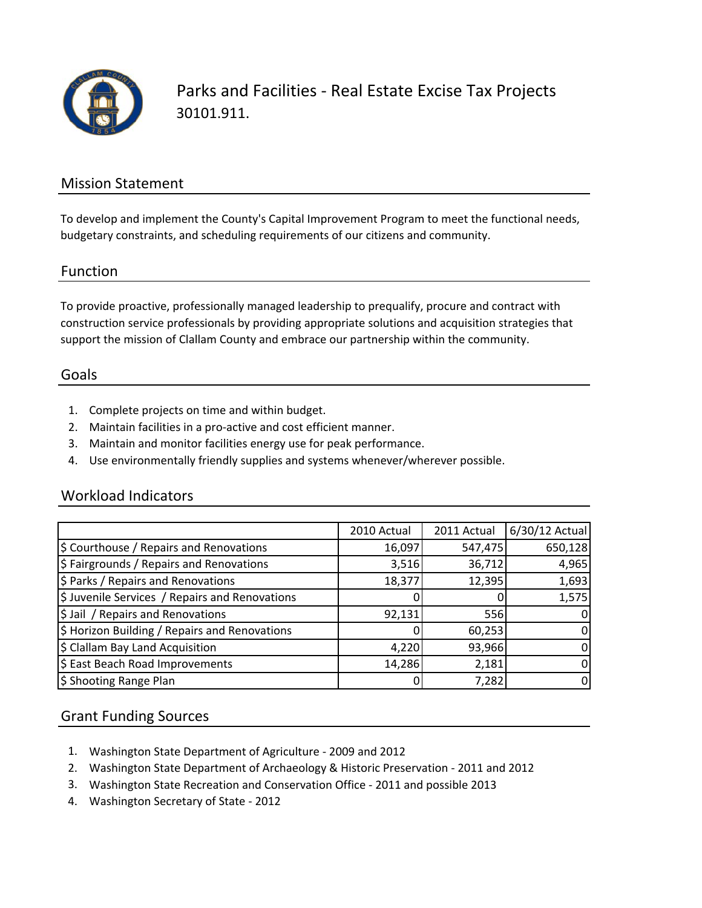# Parks and Facilities - Real Estate Excise Tax Projects

30101.911.

## Mission Statement

To develop and implement the County's Capital Improvement Program to meet the functional needs, budgetary constraints, and scheduling requirements of our citizens and community.

## Function

To provide proactive, professionally managed leadership to prequalify, procure and contract with construction service professionals by providing appropriate solutions and acquisition strategies that support the mission of Clallam County and embrace our partnership within the community.

## Goals

1. Complete projects on time and within budget.
2. Maintain facilities in a pro-active and cost efficient manner.
3. Maintain and monitor facilities energy use for peak performance.
4. Use environmentally friendly supplies and systems whenever/wherever possible.

## Workload Indicators

| | 2010 Actual | 2011 Actual | 6/30/12 Actual |
|---|---|---|---|
| $ Courthouse / Repairs and Renovations | 16,097 | 547,475 | 650,128 |
| $ Fairgrounds / Repairs and Renovations | 3,516 | 36,712 | 4,965 |
| $ Parks / Repairs and Renovations | 18,377 | 12,395 | 1,693 |
| $ Juvenile Services / Repairs and Renovations | 0 | 0 | 1,575 |
| $ Jail / Repairs and Renovations | 92,131 | 556 | 0 |
| $ Horizon Building / Repairs and Renovations | 0 | 60,253 | 0 |
| $ Clallam Bay Land Acquisition | 4,220 | 93,966 | 0 |
| $ East Beach Road Improvements | 14,286 | 2,181 | 0 |
| $ Shooting Range Plan | 0 | 7,282 | 0 |

## Grant Funding Sources

1. Washington State Department of Agriculture - 2009 and 2012
2. Washington State Department of Archaeology & Historic Preservation - 2011 and 2012
3. Washington State Recreation and Conservation Office - 2011 and possible 2013
4. Washington Secretary of State - 2012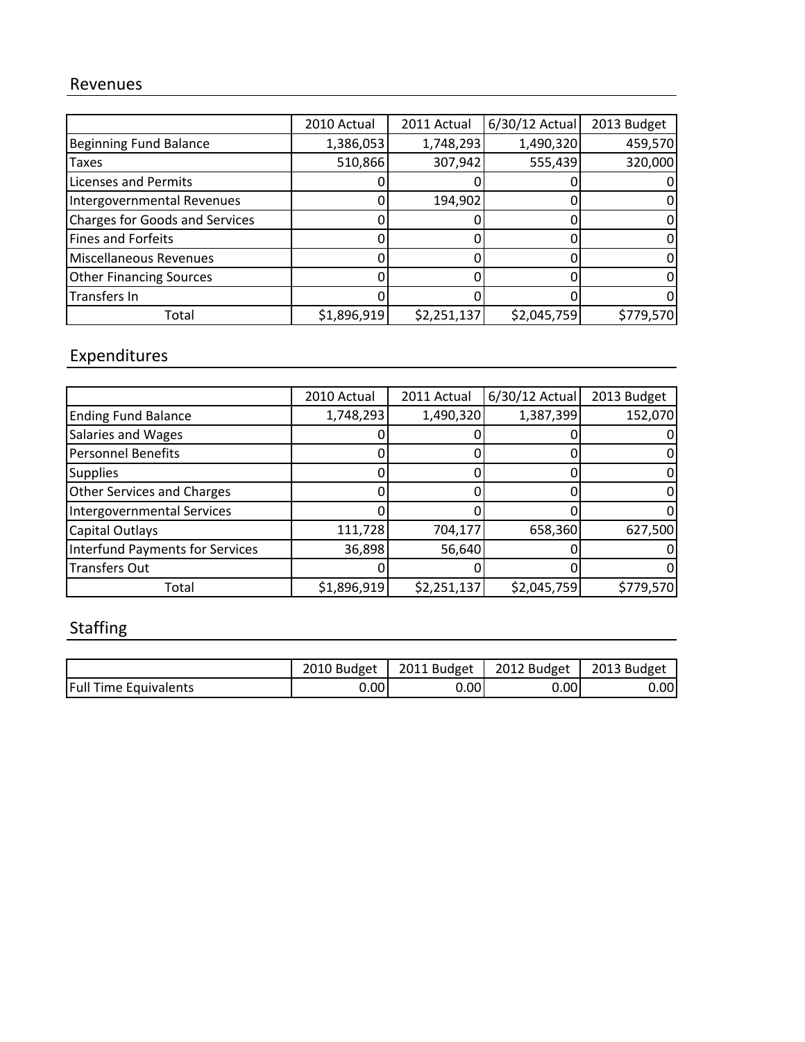## Revenues

| | 2010 Actual | 2011 Actual | 6/30/12 Actual | 2013 Budget |
|---|---|---|---|---|
| Beginning Fund Balance | 1,386,053 | 1,748,293 | 1,490,320 | 459,570 |
| Taxes | 510,866 | 307,942 | 555,439 | 320,000 |
| Licenses and Permits | 0 | 0 | 0 | 0 |
| Intergovernmental Revenues | 0 | 194,902 | 0 | 0 |
| Charges for Goods and Services | 0 | 0 | 0 | 0 |
| Fines and Forfeits | 0 | 0 | 0 | 0 |
| Miscellaneous Revenues | 0 | 0 | 0 | 0 |
| Other Financing Sources | 0 | 0 | 0 | 0 |
| Transfers In | 0 | 0 | 0 | 0 |
| Total | $1,896,919 | $2,251,137 | $2,045,759 | $779,570 |

## Expenditures

| | 2010 Actual | 2011 Actual | 6/30/12 Actual | 2013 Budget |
|---|---|---|---|---|
| Ending Fund Balance | 1,748,293 | 1,490,320 | 1,387,399 | 152,070 |
| Salaries and Wages | 0 | 0 | 0 | 0 |
| Personnel Benefits | 0 | 0 | 0 | 0 |
| Supplies | 0 | 0 | 0 | 0 |
| Other Services and Charges | 0 | 0 | 0 | 0 |
| Intergovernmental Services | 0 | 0 | 0 | 0 |
| Capital Outlays | 111,728 | 704,177 | 658,360 | 627,500 |
| Interfund Payments for Services | 36,898 | 56,640 | 0 | 0 |
| Transfers Out | 0 | 0 | 0 | 0 |
| Total | $1,896,919 | $2,251,137 | $2,045,759 | $779,570 |

## Staffing

| | 2010 Budget | 2011 Budget | 2012 Budget | 2013 Budget |
|---|---|---|---|---|
| Full Time Equivalents | 0.00 | 0.00 | 0.00 | 0.00 |